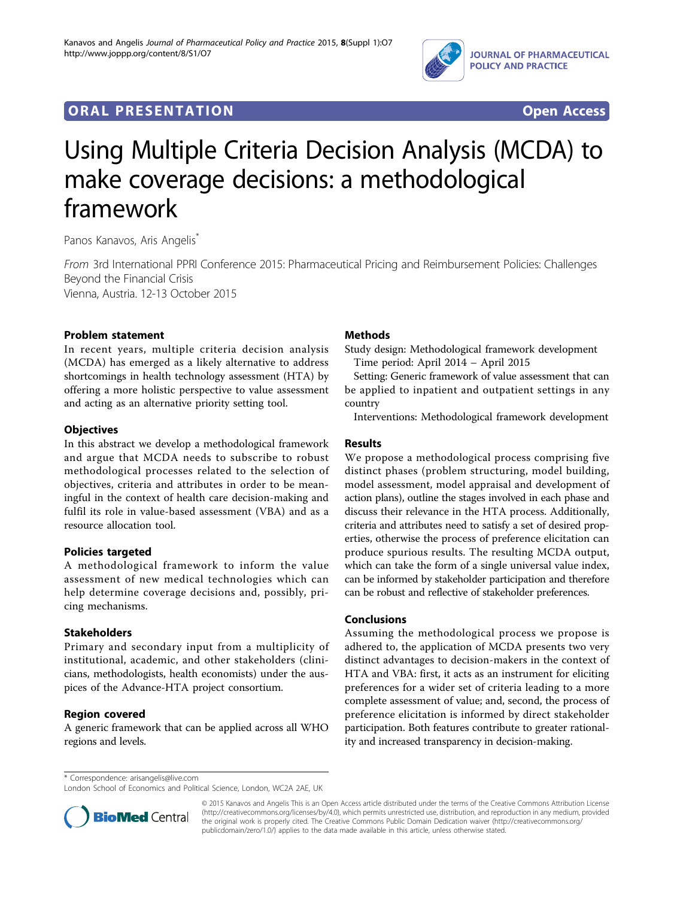**ORAL PRESENTATION** **Open Access**

# Using Multiple Criteria Decision Analysis (MCDA) to make coverage decisions: a methodological framework

Panos Kanavos, Aris Angelis*

*From* 3rd International PPRI Conference 2015: Pharmaceutical Pricing and Reimbursement Policies: Challenges Beyond the Financial Crisis
Vienna, Austria. 12-13 October 2015

## Problem statement

In recent years, multiple criteria decision analysis (MCDA) has emerged as a likely alternative to address shortcomings in health technology assessment (HTA) by offering a more holistic perspective to value assessment and acting as an alternative priority setting tool.

## Objectives

In this abstract we develop a methodological framework and argue that MCDA needs to subscribe to robust methodological processes related to the selection of objectives, criteria and attributes in order to be meaningful in the context of health care decision-making and fulfil its role in value-based assessment (VBA) and as a resource allocation tool.

## Policies targeted

A methodological framework to inform the value assessment of new medical technologies which can help determine coverage decisions and, possibly, pricing mechanisms.

## Stakeholders

Primary and secondary input from a multiplicity of institutional, academic, and other stakeholders (clinicians, methodologists, health economists) under the auspices of the Advance-HTA project consortium.

## Region covered

A generic framework that can be applied across all WHO regions and levels.

## Methods

Study design: Methodological framework development

Time period: April 2014 – April 2015

Setting: Generic framework of value assessment that can be applied to inpatient and outpatient settings in any country

Interventions: Methodological framework development

## Results

We propose a methodological process comprising five distinct phases (problem structuring, model building, model assessment, model appraisal and development of action plans), outline the stages involved in each phase and discuss their relevance in the HTA process. Additionally, criteria and attributes need to satisfy a set of desired properties, otherwise the process of preference elicitation can produce spurious results. The resulting MCDA output, which can take the form of a single universal value index, can be informed by stakeholder participation and therefore can be robust and reflective of stakeholder preferences.

## Conclusions

Assuming the methodological process we propose is adhered to, the application of MCDA presents two very distinct advantages to decision-makers in the context of HTA and VBA: first, it acts as an instrument for eliciting preferences for a wider set of criteria leading to a more complete assessment of value; and, second, the process of preference elicitation is informed by direct stakeholder participation. Both features contribute to greater rationality and increased transparency in decision-making.

\* Correspondence: arisangelis@live.com
London School of Economics and Political Science, London, WC2A 2AE, UK

© 2015 Kanavos and Angelis This is an Open Access article distributed under the terms of the Creative Commons Attribution License (http://creativecommons.org/licenses/by/4.0), which permits unrestricted use, distribution, and reproduction in any medium, provided the original work is properly cited. The Creative Commons Public Domain Dedication waiver (http://creativecommons.org/publicdomain/zero/1.0/) applies to the data made available in this article, unless otherwise stated.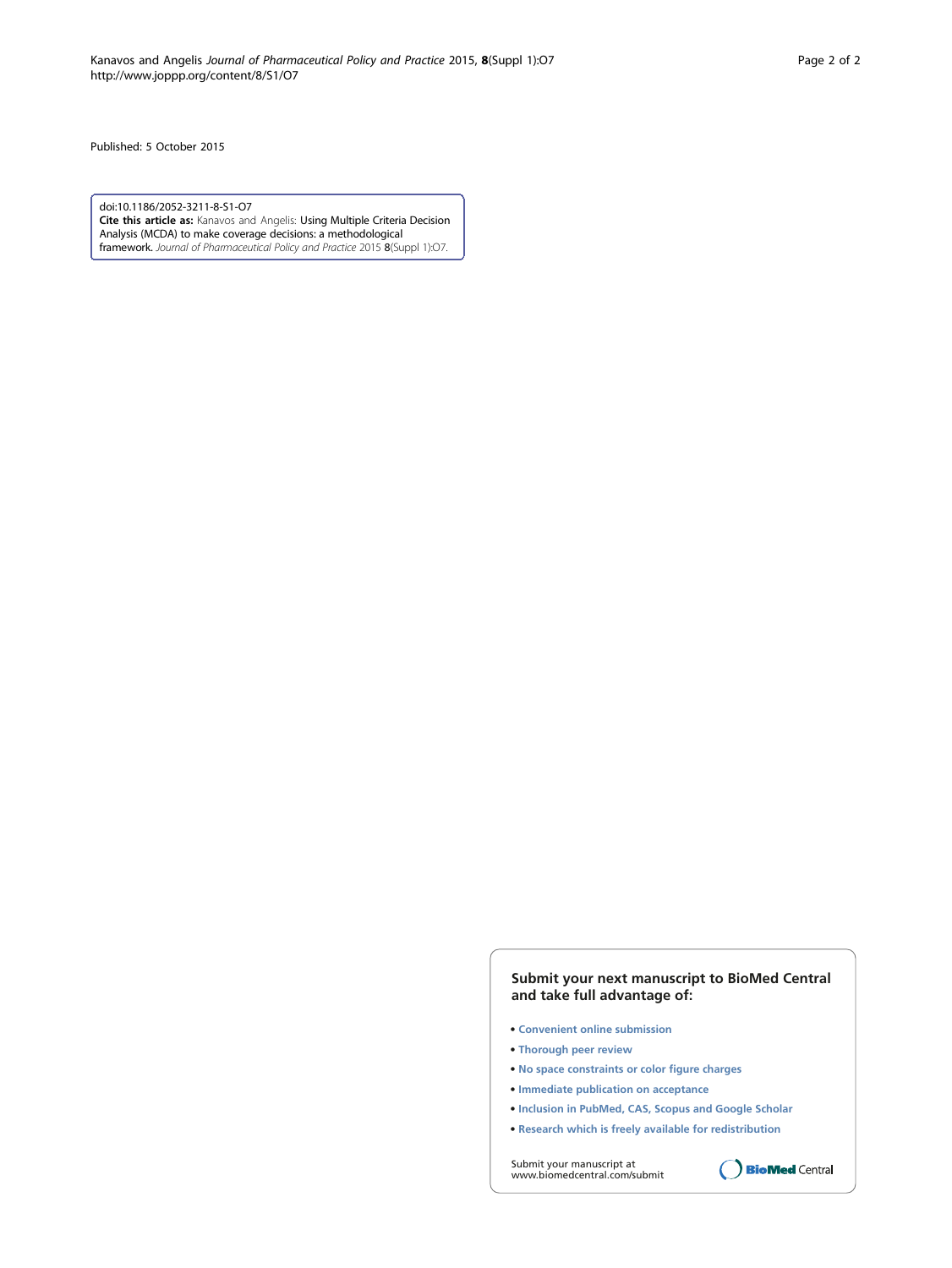Published: 5 October 2015

doi:10.1186/2052-3211-8-S1-O7
**Cite this article as:** Kanavos and Angelis: Using Multiple Criteria Decision Analysis (MCDA) to make coverage decisions: a methodological framework. *Journal of Pharmaceutical Policy and Practice* 2015 **8**(Suppl 1):O7.

**Submit your next manuscript to BioMed Central and take full advantage of:**

- **Convenient online submission**
- **Thorough peer review**
- **No space constraints or color figure charges**
- **Immediate publication on acceptance**
- **Inclusion in PubMed, CAS, Scopus and Google Scholar**
- **Research which is freely available for redistribution**

Submit your manuscript at
www.biomedcentral.com/submit

BioMed Central